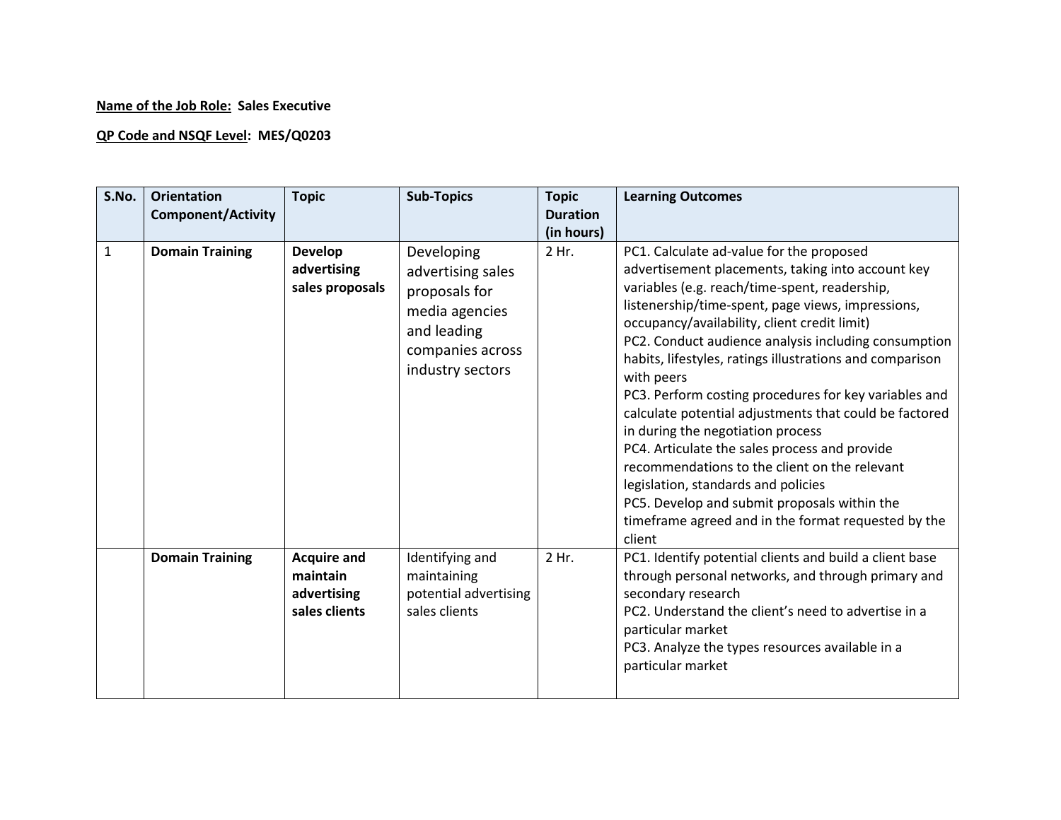**<u>Name of the Job Role:</u> Sales Executive**

**<u>QP Code and NSQF Level</u>: MES/Q0203**

| S.No. | Orientation Component/Activity | Topic | Sub-Topics | Topic Duration (in hours) | Learning Outcomes |
|---|---|---|---|---|---|
| 1 | **Domain Training** | **Develop advertising sales proposals** | Developing advertising sales proposals for media agencies and leading companies across industry sectors | 2 Hr. | PC1. Calculate ad-value for the proposed advertisement placements, taking into account key variables (e.g. reach/time-spent, readership, listenership/time-spent, page views, impressions, occupancy/availability, client credit limit)<br>PC2. Conduct audience analysis including consumption habits, lifestyles, ratings illustrations and comparison with peers<br>PC3. Perform costing procedures for key variables and calculate potential adjustments that could be factored in during the negotiation process<br>PC4. Articulate the sales process and provide recommendations to the client on the relevant legislation, standards and policies<br>PC5. Develop and submit proposals within the timeframe agreed and in the format requested by the client |
| | **Domain Training** | **Acquire and maintain advertising sales clients** | Identifying and maintaining potential advertising sales clients | 2 Hr. | PC1. Identify potential clients and build a client base through personal networks, and through primary and secondary research<br>PC2. Understand the client's need to advertise in a particular market<br>PC3. Analyze the types resources available in a particular market |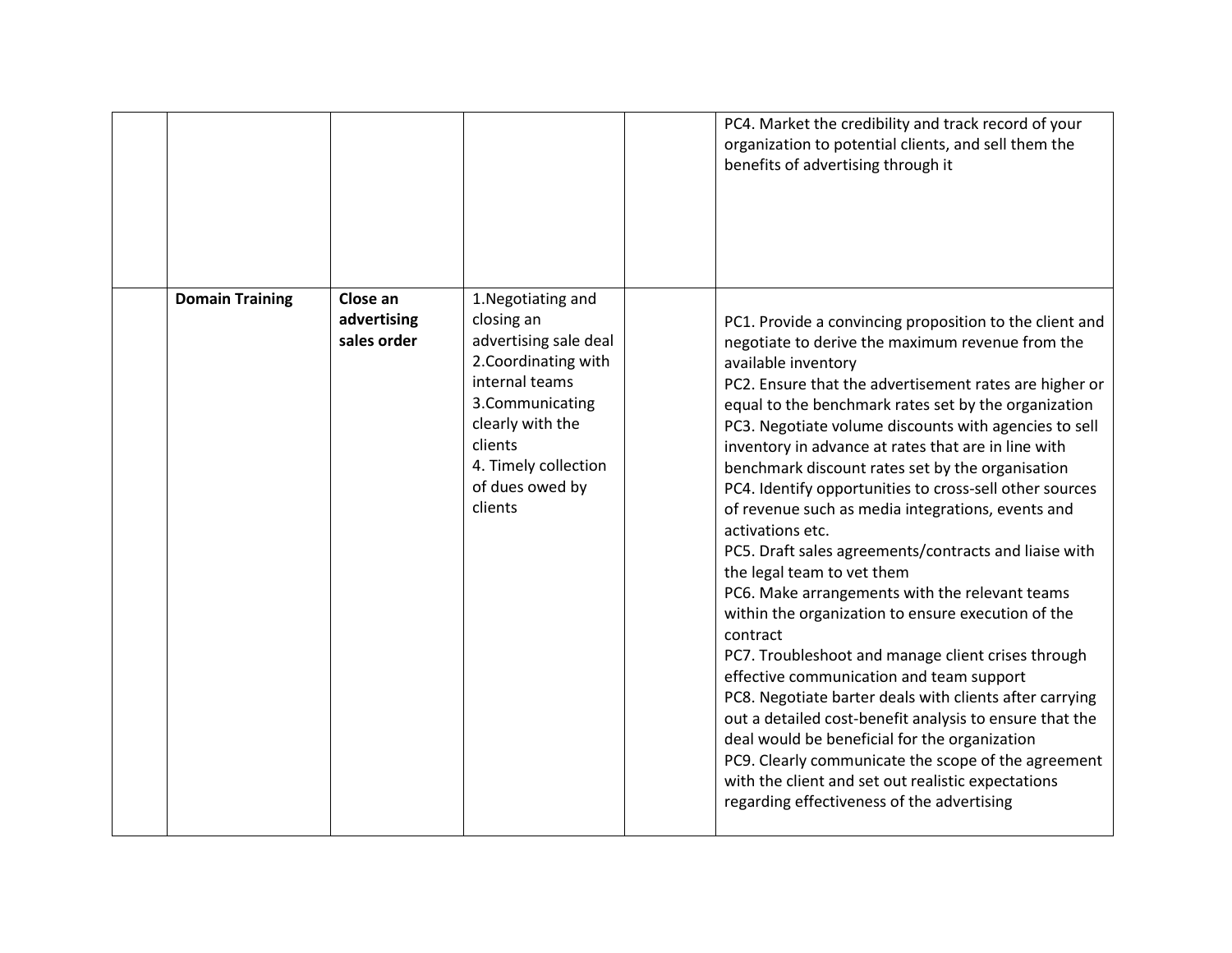| | | | | | |
|---|---|---|---|---|---|
| | | | | | PC4. Market the credibility and track record of your organization to potential clients, and sell them the benefits of advertising through it |
| | **Domain Training** | **Close an advertising sales order** | 1.Negotiating and closing an advertising sale deal<br>2.Coordinating with internal teams<br>3.Communicating clearly with the clients<br>4. Timely collection of dues owed by clients | | PC1. Provide a convincing proposition to the client and negotiate to derive the maximum revenue from the available inventory<br>PC2. Ensure that the advertisement rates are higher or equal to the benchmark rates set by the organization<br>PC3. Negotiate volume discounts with agencies to sell inventory in advance at rates that are in line with benchmark discount rates set by the organisation<br>PC4. Identify opportunities to cross-sell other sources of revenue such as media integrations, events and activations etc.<br>PC5. Draft sales agreements/contracts and liaise with the legal team to vet them<br>PC6. Make arrangements with the relevant teams within the organization to ensure execution of the contract<br>PC7. Troubleshoot and manage client crises through effective communication and team support<br>PC8. Negotiate barter deals with clients after carrying out a detailed cost-benefit analysis to ensure that the deal would be beneficial for the organization<br>PC9. Clearly communicate the scope of the agreement with the client and set out realistic expectations regarding effectiveness of the advertising |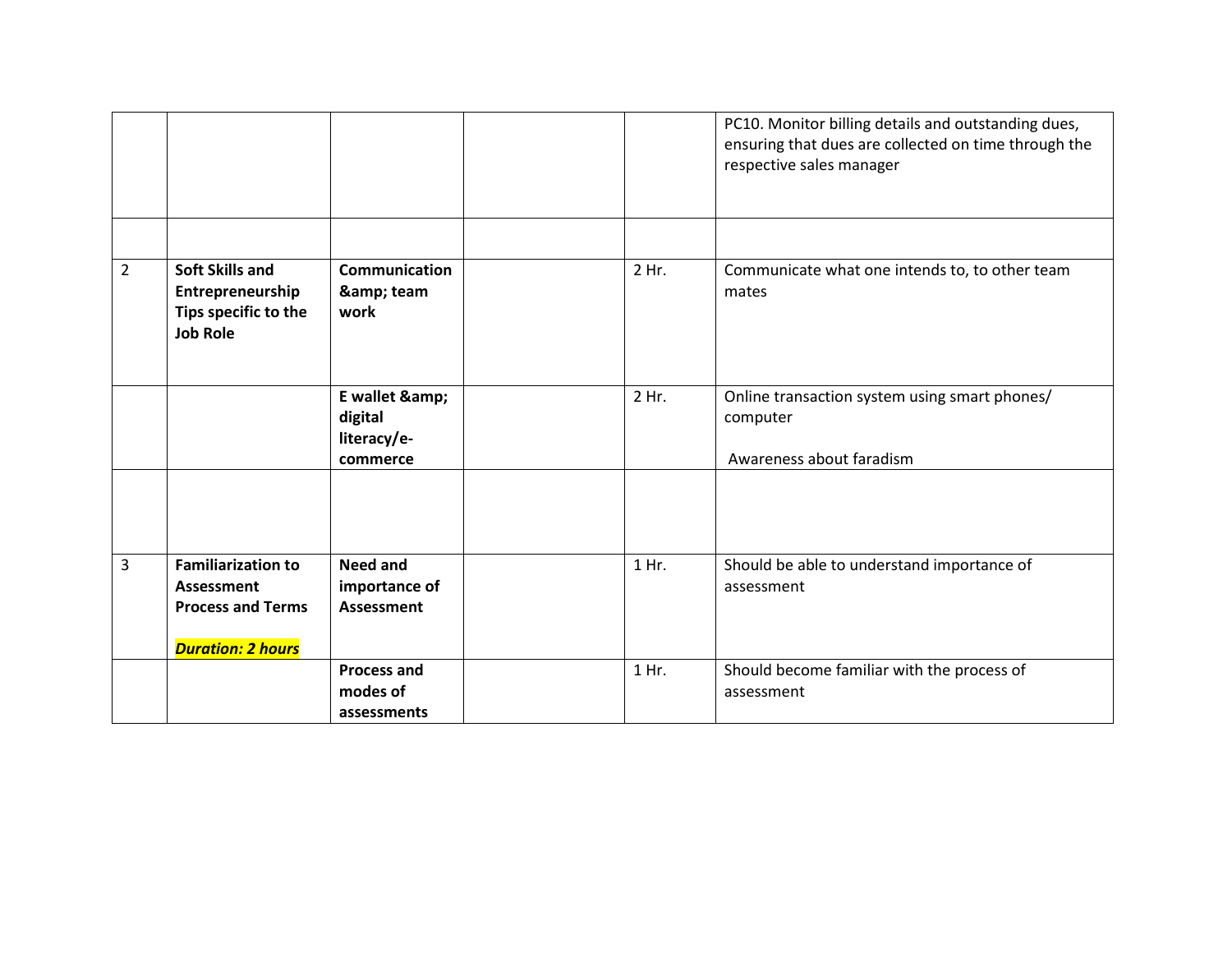| | | | | | |
|---|---|---|---|---|---|
| | | | | | PC10. Monitor billing details and outstanding dues, ensuring that dues are collected on time through the respective sales manager |
| | | | | | |
| 2 | **Soft Skills and Entrepreneurship Tips specific to the Job Role** | **Communication &amp; team work** | | 2 Hr. | Communicate what one intends to, to other team mates |
| | | **E wallet &amp; digital literacy/e-commerce** | | 2 Hr. | Online transaction system using smart phones/ computer<br><br>Awareness about faradism |
| | | | | | |
| 3 | **Familiarization to Assessment Process and Terms**<br><br>***Duration: 2 hours*** | **Need and importance of Assessment** | | 1 Hr. | Should be able to understand importance of assessment |
| | | **Process and modes of assessments** | | 1 Hr. | Should become familiar with the process of assessment |